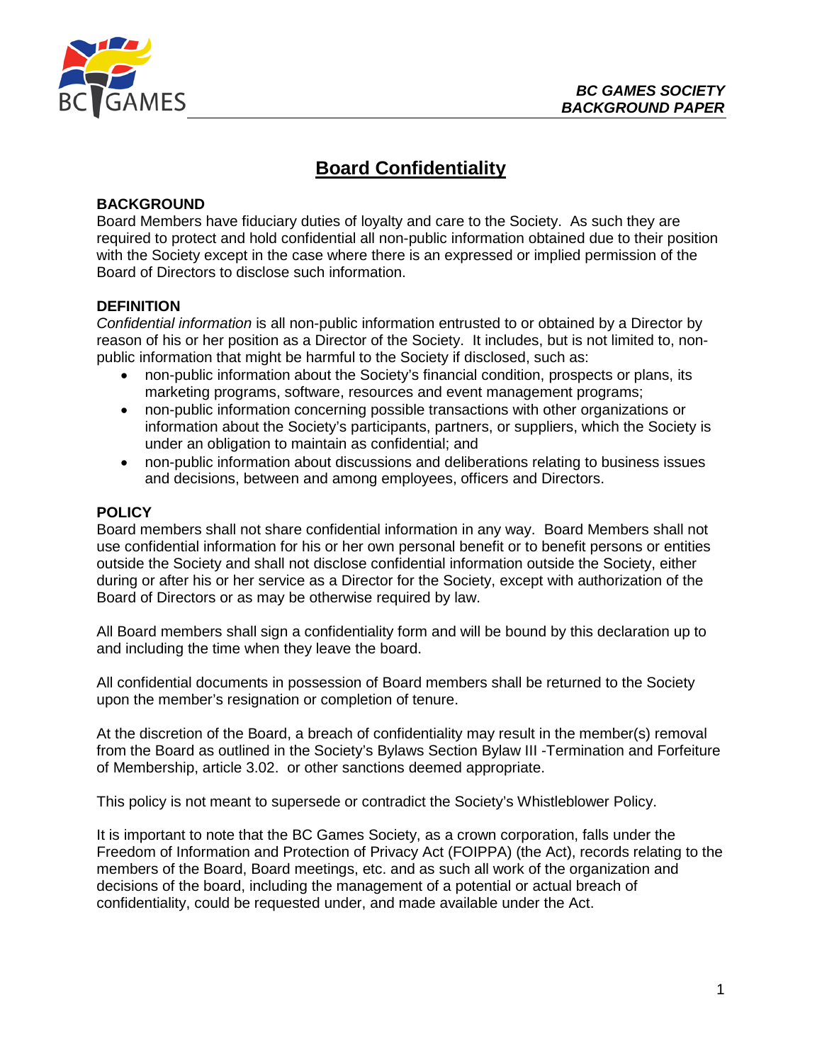**BC GAMES SOCIETY**
**BACKGROUND PAPER**

# Board Confidentiality

## BACKGROUND

Board Members have fiduciary duties of loyalty and care to the Society. As such they are required to protect and hold confidential all non-public information obtained due to their position with the Society except in the case where there is an expressed or implied permission of the Board of Directors to disclose such information.

## DEFINITION

*Confidential information* is all non-public information entrusted to or obtained by a Director by reason of his or her position as a Director of the Society. It includes, but is not limited to, non-public information that might be harmful to the Society if disclosed, such as:

- non-public information about the Society's financial condition, prospects or plans, its marketing programs, software, resources and event management programs;
- non-public information concerning possible transactions with other organizations or information about the Society's participants, partners, or suppliers, which the Society is under an obligation to maintain as confidential; and
- non-public information about discussions and deliberations relating to business issues and decisions, between and among employees, officers and Directors.

## POLICY

Board members shall not share confidential information in any way. Board Members shall not use confidential information for his or her own personal benefit or to benefit persons or entities outside the Society and shall not disclose confidential information outside the Society, either during or after his or her service as a Director for the Society, except with authorization of the Board of Directors or as may be otherwise required by law.

All Board members shall sign a confidentiality form and will be bound by this declaration up to and including the time when they leave the board.

All confidential documents in possession of Board members shall be returned to the Society upon the member's resignation or completion of tenure.

At the discretion of the Board, a breach of confidentiality may result in the member(s) removal from the Board as outlined in the Society's Bylaws Section Bylaw III -Termination and Forfeiture of Membership, article 3.02. or other sanctions deemed appropriate.

This policy is not meant to supersede or contradict the Society's Whistleblower Policy.

It is important to note that the BC Games Society, as a crown corporation, falls under the Freedom of Information and Protection of Privacy Act (FOIPPA) (the Act), records relating to the members of the Board, Board meetings, etc. and as such all work of the organization and decisions of the board, including the management of a potential or actual breach of confidentiality, could be requested under, and made available under the Act.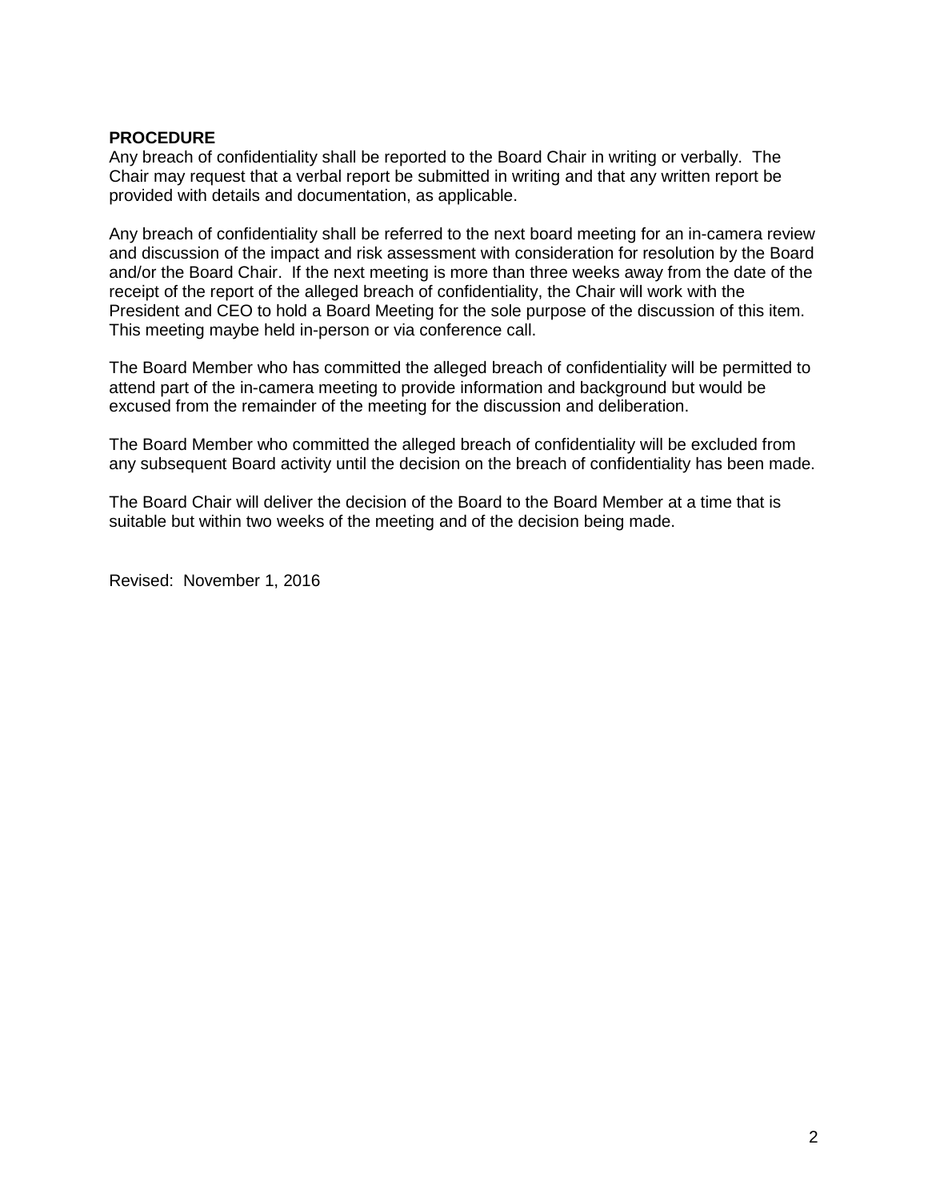**PROCEDURE**
Any breach of confidentiality shall be reported to the Board Chair in writing or verbally. The Chair may request that a verbal report be submitted in writing and that any written report be provided with details and documentation, as applicable.

Any breach of confidentiality shall be referred to the next board meeting for an in-camera review and discussion of the impact and risk assessment with consideration for resolution by the Board and/or the Board Chair. If the next meeting is more than three weeks away from the date of the receipt of the report of the alleged breach of confidentiality, the Chair will work with the President and CEO to hold a Board Meeting for the sole purpose of the discussion of this item. This meeting maybe held in-person or via conference call.

The Board Member who has committed the alleged breach of confidentiality will be permitted to attend part of the in-camera meeting to provide information and background but would be excused from the remainder of the meeting for the discussion and deliberation.

The Board Member who committed the alleged breach of confidentiality will be excluded from any subsequent Board activity until the decision on the breach of confidentiality has been made.

The Board Chair will deliver the decision of the Board to the Board Member at a time that is suitable but within two weeks of the meeting and of the decision being made.

Revised: November 1, 2016